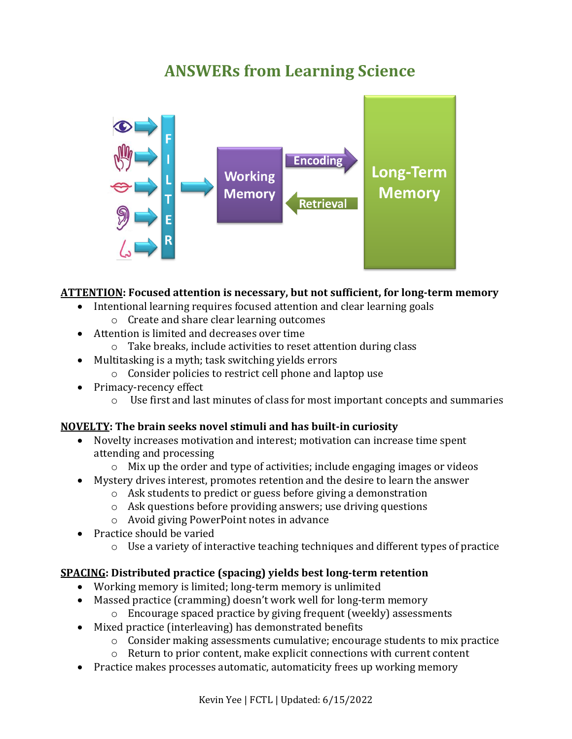# ANSWERs from Learning Science

**<u>ATTENTION</u>: Focused attention is necessary, but not sufficient, for long-term memory**

- Intentional learning requires focused attention and clear learning goals
  - Create and share clear learning outcomes
- Attention is limited and decreases over time
  - Take breaks, include activities to reset attention during class
- Multitasking is a myth; task switching yields errors
  - Consider policies to restrict cell phone and laptop use
- Primacy-recency effect
  - Use first and last minutes of class for most important concepts and summaries

**<u>NOVELTY</u>: The brain seeks novel stimuli and has built-in curiosity**

- Novelty increases motivation and interest; motivation can increase time spent attending and processing
  - Mix up the order and type of activities; include engaging images or videos
- Mystery drives interest, promotes retention and the desire to learn the answer
  - Ask students to predict or guess before giving a demonstration
  - Ask questions before providing answers; use driving questions
  - Avoid giving PowerPoint notes in advance
- Practice should be varied
  - Use a variety of interactive teaching techniques and different types of practice

**<u>SPACING</u>: Distributed practice (spacing) yields best long-term retention**

- Working memory is limited; long-term memory is unlimited
- Massed practice (cramming) doesn't work well for long-term memory
  - Encourage spaced practice by giving frequent (weekly) assessments
- Mixed practice (interleaving) has demonstrated benefits
  - Consider making assessments cumulative; encourage students to mix practice
  - Return to prior content, make explicit connections with current content
- Practice makes processes automatic, automaticity frees up working memory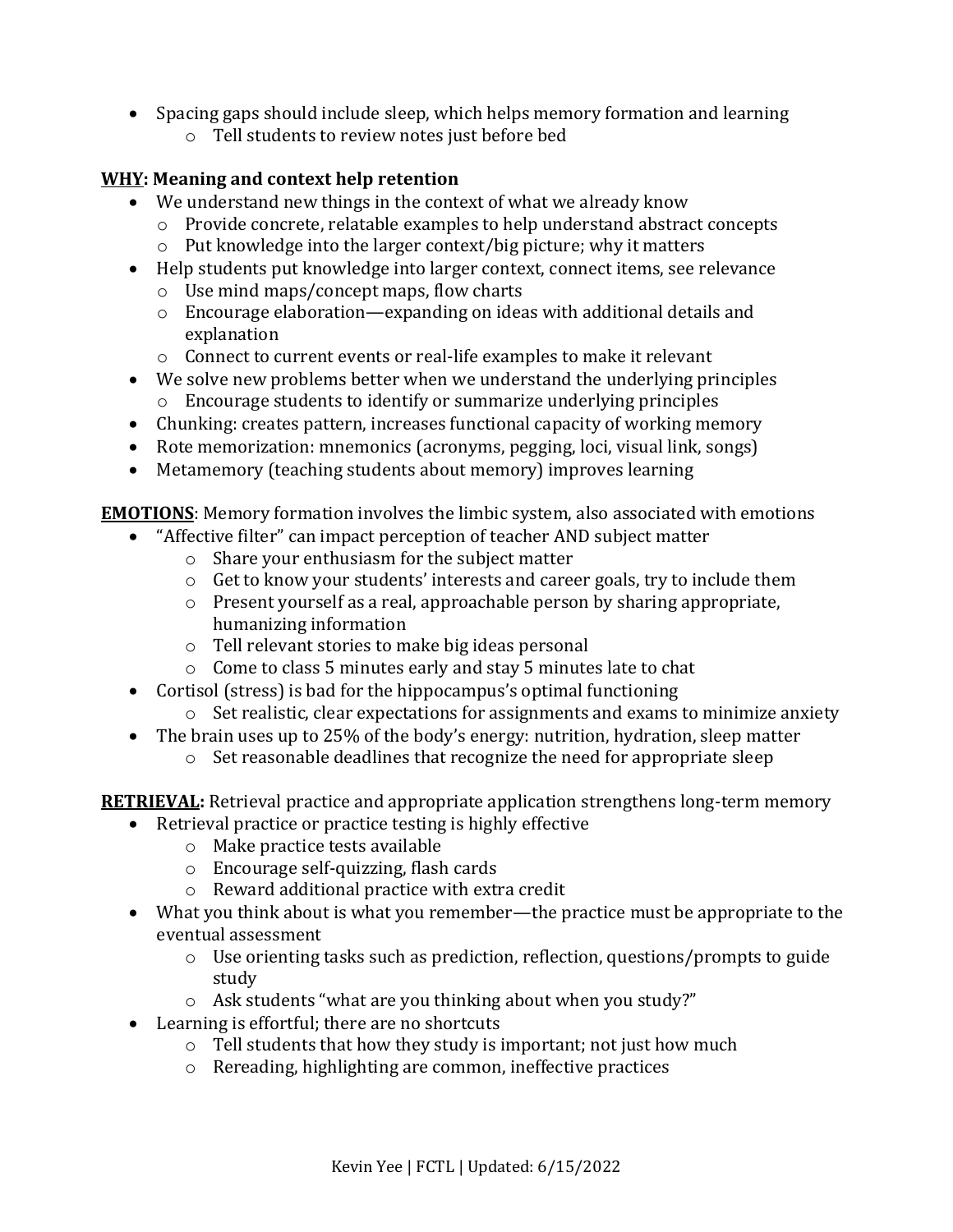- Spacing gaps should include sleep, which helps memory formation and learning
  - Tell students to review notes just before bed

**<u>WHY</u>: Meaning and context help retention**

- We understand new things in the context of what we already know
  - Provide concrete, relatable examples to help understand abstract concepts
  - Put knowledge into the larger context/big picture; why it matters
- Help students put knowledge into larger context, connect items, see relevance
  - Use mind maps/concept maps, flow charts
  - Encourage elaboration—expanding on ideas with additional details and explanation
  - Connect to current events or real-life examples to make it relevant
- We solve new problems better when we understand the underlying principles
  - Encourage students to identify or summarize underlying principles
- Chunking: creates pattern, increases functional capacity of working memory
- Rote memorization: mnemonics (acronyms, pegging, loci, visual link, songs)
- Metamemory (teaching students about memory) improves learning

**<u>EMOTIONS</u>**: Memory formation involves the limbic system, also associated with emotions

- "Affective filter" can impact perception of teacher AND subject matter
  - Share your enthusiasm for the subject matter
  - Get to know your students' interests and career goals, try to include them
  - Present yourself as a real, approachable person by sharing appropriate, humanizing information
  - Tell relevant stories to make big ideas personal
  - Come to class 5 minutes early and stay 5 minutes late to chat
- Cortisol (stress) is bad for the hippocampus's optimal functioning
  - Set realistic, clear expectations for assignments and exams to minimize anxiety
- The brain uses up to 25% of the body's energy: nutrition, hydration, sleep matter
  - Set reasonable deadlines that recognize the need for appropriate sleep

**<u>RETRIEVAL</u>:** Retrieval practice and appropriate application strengthens long-term memory

- Retrieval practice or practice testing is highly effective
  - Make practice tests available
  - Encourage self-quizzing, flash cards
  - Reward additional practice with extra credit
- What you think about is what you remember—the practice must be appropriate to the eventual assessment
  - Use orienting tasks such as prediction, reflection, questions/prompts to guide study
  - Ask students "what are you thinking about when you study?"
- Learning is effortful; there are no shortcuts
  - Tell students that how they study is important; not just how much
  - Rereading, highlighting are common, ineffective practices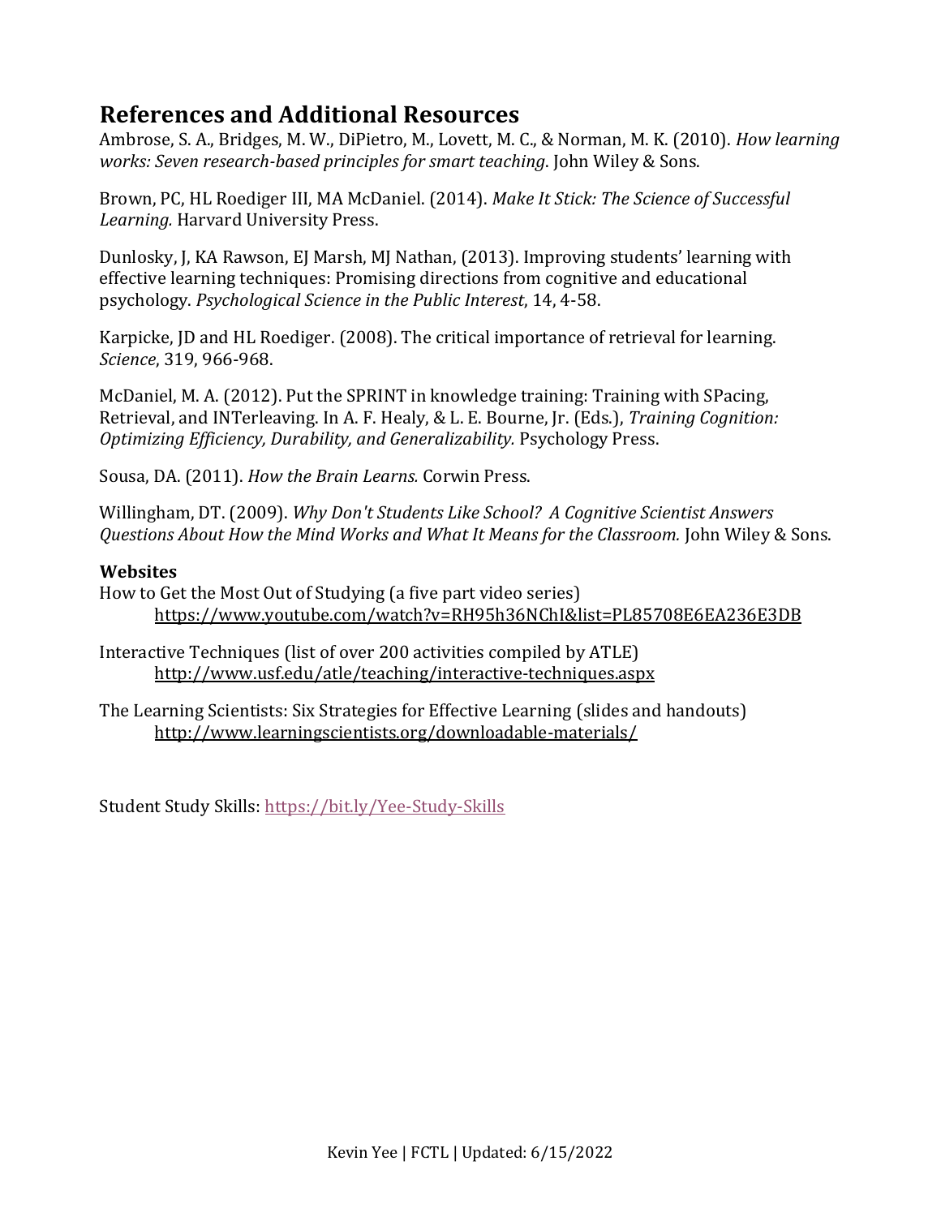## References and Additional Resources

Ambrose, S. A., Bridges, M. W., DiPietro, M., Lovett, M. C., & Norman, M. K. (2010). *How learning works: Seven research-based principles for smart teaching*. John Wiley & Sons.

Brown, PC, HL Roediger III, MA McDaniel. (2014). *Make It Stick: The Science of Successful Learning.* Harvard University Press.

Dunlosky, J, KA Rawson, EJ Marsh, MJ Nathan, (2013). Improving students' learning with effective learning techniques: Promising directions from cognitive and educational psychology. *Psychological Science in the Public Interest*, 14, 4-58.

Karpicke, JD and HL Roediger. (2008). The critical importance of retrieval for learning. *Science*, 319, 966-968.

McDaniel, M. A. (2012). Put the SPRINT in knowledge training: Training with SPacing, Retrieval, and INTerleaving. In A. F. Healy, & L. E. Bourne, Jr. (Eds.), *Training Cognition: Optimizing Efficiency, Durability, and Generalizability.* Psychology Press.

Sousa, DA. (2011). *How the Brain Learns.* Corwin Press.

Willingham, DT. (2009). *Why Don't Students Like School? A Cognitive Scientist Answers Questions About How the Mind Works and What It Means for the Classroom.* John Wiley & Sons.

**Websites**

How to Get the Most Out of Studying (a five part video series)
https://www.youtube.com/watch?v=RH95h36NChI&list=PL85708E6EA236E3DB

Interactive Techniques (list of over 200 activities compiled by ATLE)
http://www.usf.edu/atle/teaching/interactive-techniques.aspx

The Learning Scientists: Six Strategies for Effective Learning (slides and handouts)
http://www.learningscientists.org/downloadable-materials/

Student Study Skills: https://bit.ly/Yee-Study-Skills

Kevin Yee | FCTL | Updated: 6/15/2022